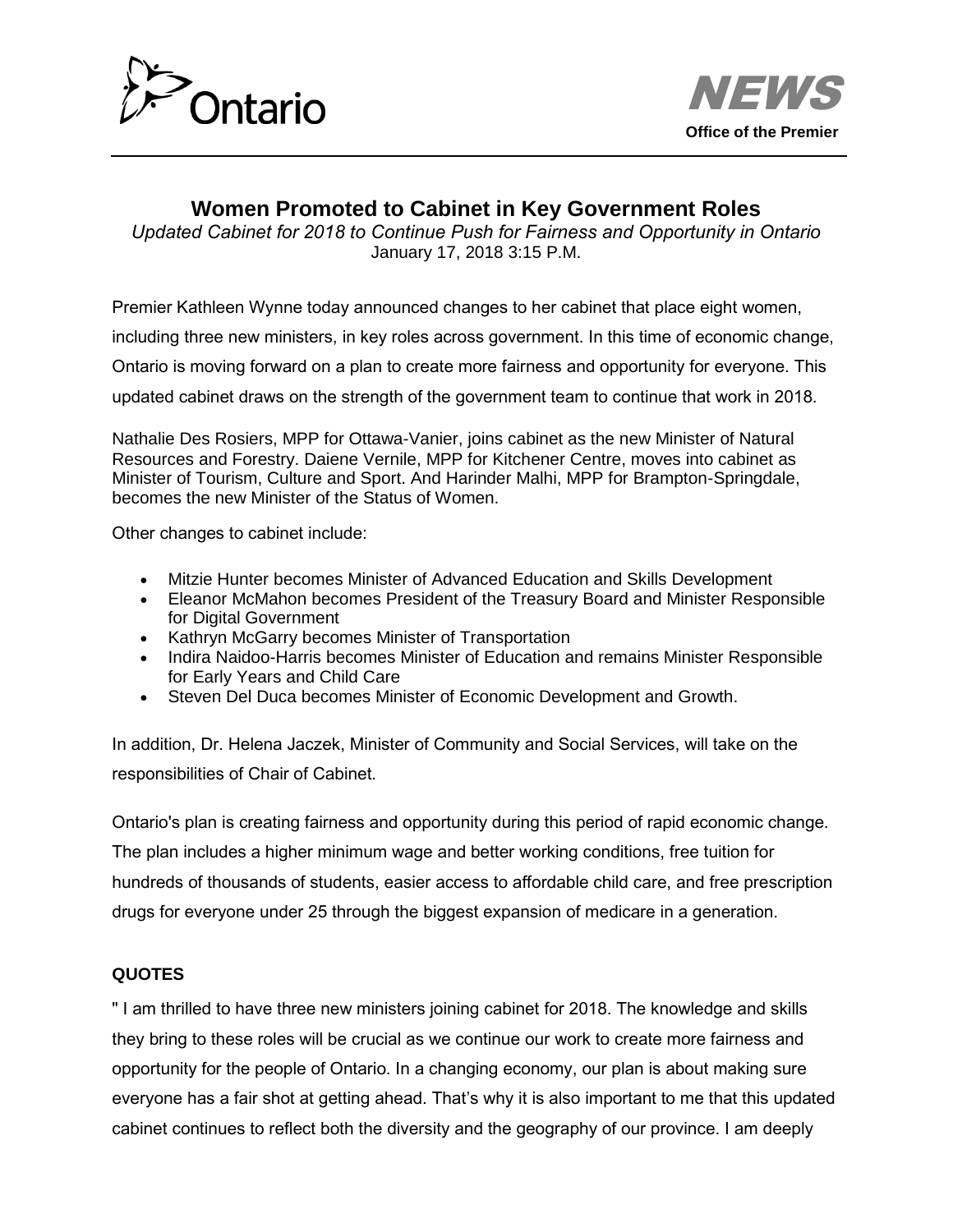Ontario

**NEWS**

**Office of the Premier**

# Women Promoted to Cabinet in Key Government Roles

*Updated Cabinet for 2018 to Continue Push for Fairness and Opportunity in Ontario*

January 17, 2018 3:15 P.M.

Premier Kathleen Wynne today announced changes to her cabinet that place eight women, including three new ministers, in key roles across government. In this time of economic change, Ontario is moving forward on a plan to create more fairness and opportunity for everyone. This updated cabinet draws on the strength of the government team to continue that work in 2018.

Nathalie Des Rosiers, MPP for Ottawa-Vanier, joins cabinet as the new Minister of Natural Resources and Forestry. Daiene Vernile, MPP for Kitchener Centre, moves into cabinet as Minister of Tourism, Culture and Sport. And Harinder Malhi, MPP for Brampton-Springdale, becomes the new Minister of the Status of Women.

Other changes to cabinet include:

- Mitzie Hunter becomes Minister of Advanced Education and Skills Development
- Eleanor McMahon becomes President of the Treasury Board and Minister Responsible for Digital Government
- Kathryn McGarry becomes Minister of Transportation
- Indira Naidoo-Harris becomes Minister of Education and remains Minister Responsible for Early Years and Child Care
- Steven Del Duca becomes Minister of Economic Development and Growth.

In addition, Dr. Helena Jaczek, Minister of Community and Social Services, will take on the responsibilities of Chair of Cabinet.

Ontario's plan is creating fairness and opportunity during this period of rapid economic change. The plan includes a higher minimum wage and better working conditions, free tuition for hundreds of thousands of students, easier access to affordable child care, and free prescription drugs for everyone under 25 through the biggest expansion of medicare in a generation.

**QUOTES**

" I am thrilled to have three new ministers joining cabinet for 2018. The knowledge and skills they bring to these roles will be crucial as we continue our work to create more fairness and opportunity for the people of Ontario. In a changing economy, our plan is about making sure everyone has a fair shot at getting ahead. That's why it is also important to me that this updated cabinet continues to reflect both the diversity and the geography of our province. I am deeply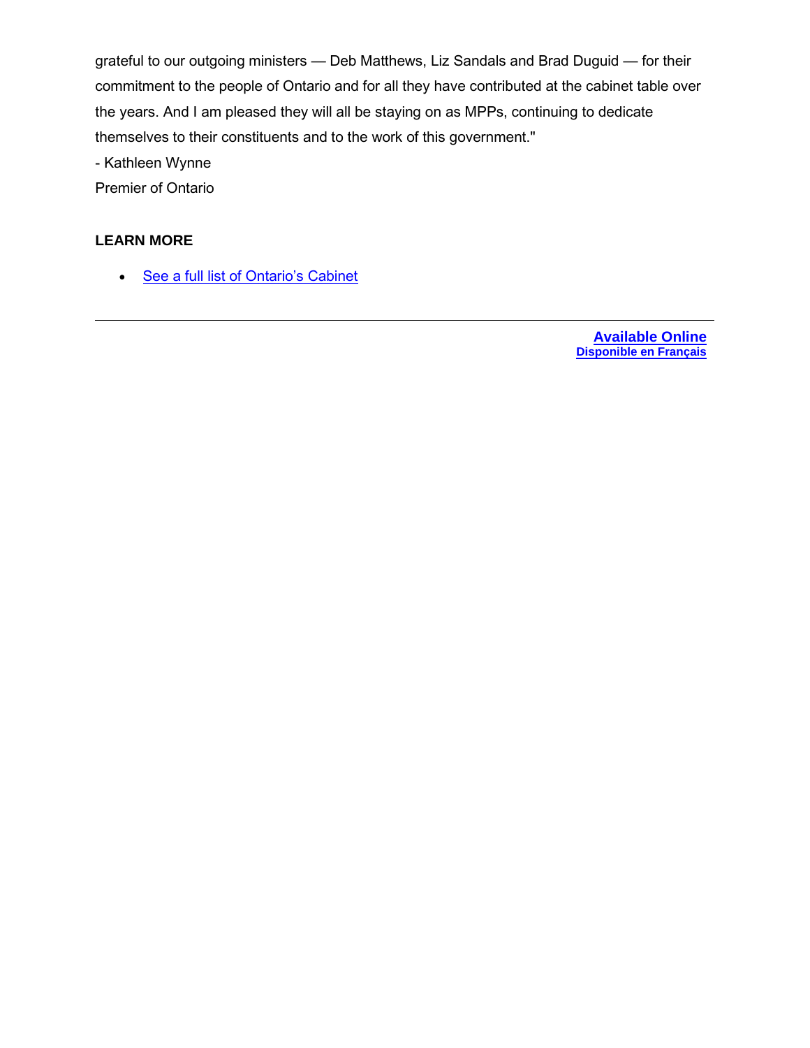grateful to our outgoing ministers — Deb Matthews, Liz Sandals and Brad Duguid — for their commitment to the people of Ontario and for all they have contributed at the cabinet table over the years. And I am pleased they will all be staying on as MPPs, continuing to dedicate themselves to their constituents and to the work of this government."

- Kathleen Wynne
Premier of Ontario

**LEARN MORE**

- See a full list of Ontario's Cabinet

---

**Available Online**
**Disponible en Français**